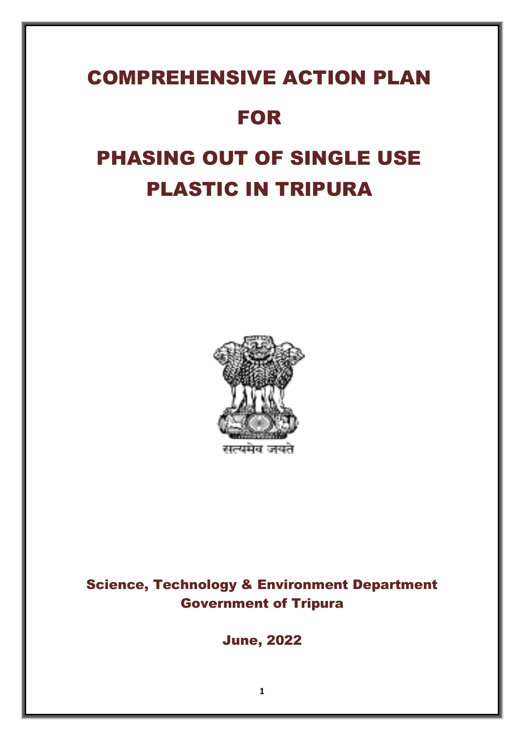# COMPREHENSIVE ACTION PLAN

# FOR

# PHASING OUT OF SINGLE USE PLASTIC IN TRIPURA

सत्यमेव जयते

**Science, Technology & Environment Department**
**Government of Tripura**

**June, 2022**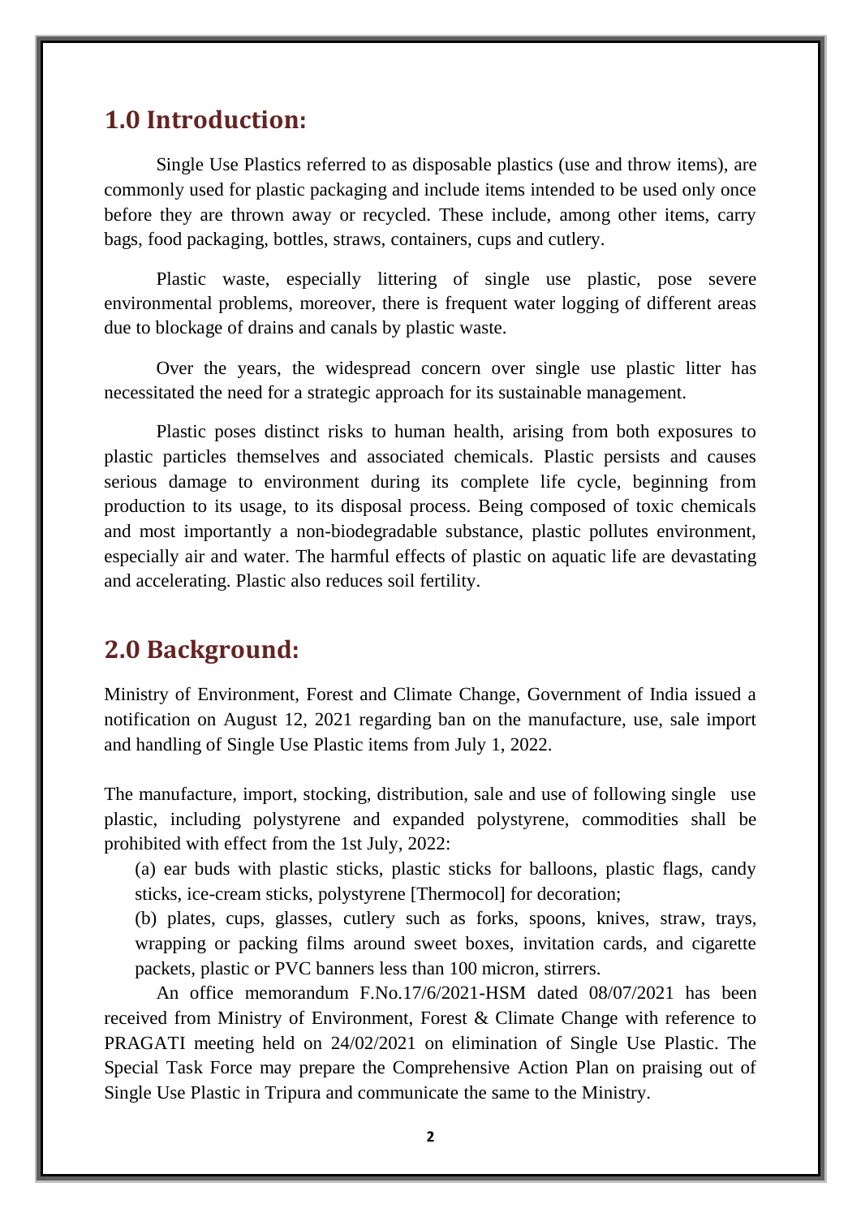## 1.0 Introduction:

Single Use Plastics referred to as disposable plastics (use and throw items), are commonly used for plastic packaging and include items intended to be used only once before they are thrown away or recycled. These include, among other items, carry bags, food packaging, bottles, straws, containers, cups and cutlery.

Plastic waste, especially littering of single use plastic, pose severe environmental problems, moreover, there is frequent water logging of different areas due to blockage of drains and canals by plastic waste.

Over the years, the widespread concern over single use plastic litter has necessitated the need for a strategic approach for its sustainable management.

Plastic poses distinct risks to human health, arising from both exposures to plastic particles themselves and associated chemicals. Plastic persists and causes serious damage to environment during its complete life cycle, beginning from production to its usage, to its disposal process. Being composed of toxic chemicals and most importantly a non-biodegradable substance, plastic pollutes environment, especially air and water. The harmful effects of plastic on aquatic life are devastating and accelerating. Plastic also reduces soil fertility.

## 2.0 Background:

Ministry of Environment, Forest and Climate Change, Government of India issued a notification on August 12, 2021 regarding ban on the manufacture, use, sale import and handling of Single Use Plastic items from July 1, 2022.

The manufacture, import, stocking, distribution, sale and use of following single use plastic, including polystyrene and expanded polystyrene, commodities shall be prohibited with effect from the 1st July, 2022:

(a) ear buds with plastic sticks, plastic sticks for balloons, plastic flags, candy sticks, ice-cream sticks, polystyrene [Thermocol] for decoration;

(b) plates, cups, glasses, cutlery such as forks, spoons, knives, straw, trays, wrapping or packing films around sweet boxes, invitation cards, and cigarette packets, plastic or PVC banners less than 100 micron, stirrers.

An office memorandum F.No.17/6/2021-HSM dated 08/07/2021 has been received from Ministry of Environment, Forest & Climate Change with reference to PRAGATI meeting held on 24/02/2021 on elimination of Single Use Plastic. The Special Task Force may prepare the Comprehensive Action Plan on praising out of Single Use Plastic in Tripura and communicate the same to the Ministry.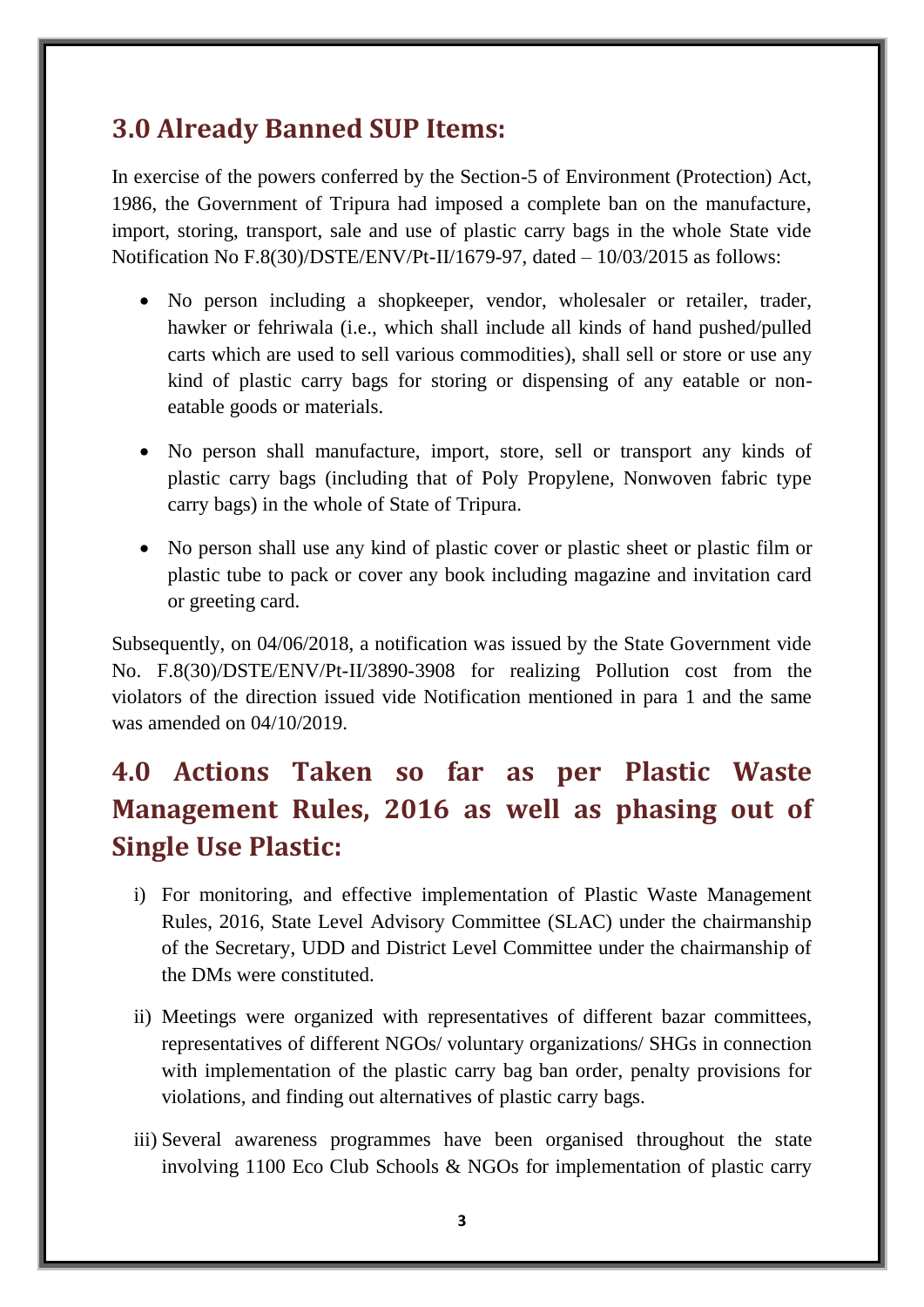## 3.0 Already Banned SUP Items:

In exercise of the powers conferred by the Section-5 of Environment (Protection) Act, 1986, the Government of Tripura had imposed a complete ban on the manufacture, import, storing, transport, sale and use of plastic carry bags in the whole State vide Notification No F.8(30)/DSTE/ENV/Pt-II/1679-97, dated – 10/03/2015 as follows:

- No person including a shopkeeper, vendor, wholesaler or retailer, trader, hawker or fehriwala (i.e., which shall include all kinds of hand pushed/pulled carts which are used to sell various commodities), shall sell or store or use any kind of plastic carry bags for storing or dispensing of any eatable or non-eatable goods or materials.
- No person shall manufacture, import, store, sell or transport any kinds of plastic carry bags (including that of Poly Propylene, Nonwoven fabric type carry bags) in the whole of State of Tripura.
- No person shall use any kind of plastic cover or plastic sheet or plastic film or plastic tube to pack or cover any book including magazine and invitation card or greeting card.

Subsequently, on 04/06/2018, a notification was issued by the State Government vide No. F.8(30)/DSTE/ENV/Pt-II/3890-3908 for realizing Pollution cost from the violators of the direction issued vide Notification mentioned in para 1 and the same was amended on 04/10/2019.

## 4.0 Actions Taken so far as per Plastic Waste Management Rules, 2016 as well as phasing out of Single Use Plastic:

i) For monitoring, and effective implementation of Plastic Waste Management Rules, 2016, State Level Advisory Committee (SLAC) under the chairmanship of the Secretary, UDD and District Level Committee under the chairmanship of the DMs were constituted.

ii) Meetings were organized with representatives of different bazar committees, representatives of different NGOs/ voluntary organizations/ SHGs in connection with implementation of the plastic carry bag ban order, penalty provisions for violations, and finding out alternatives of plastic carry bags.

iii) Several awareness programmes have been organised throughout the state involving 1100 Eco Club Schools & NGOs for implementation of plastic carry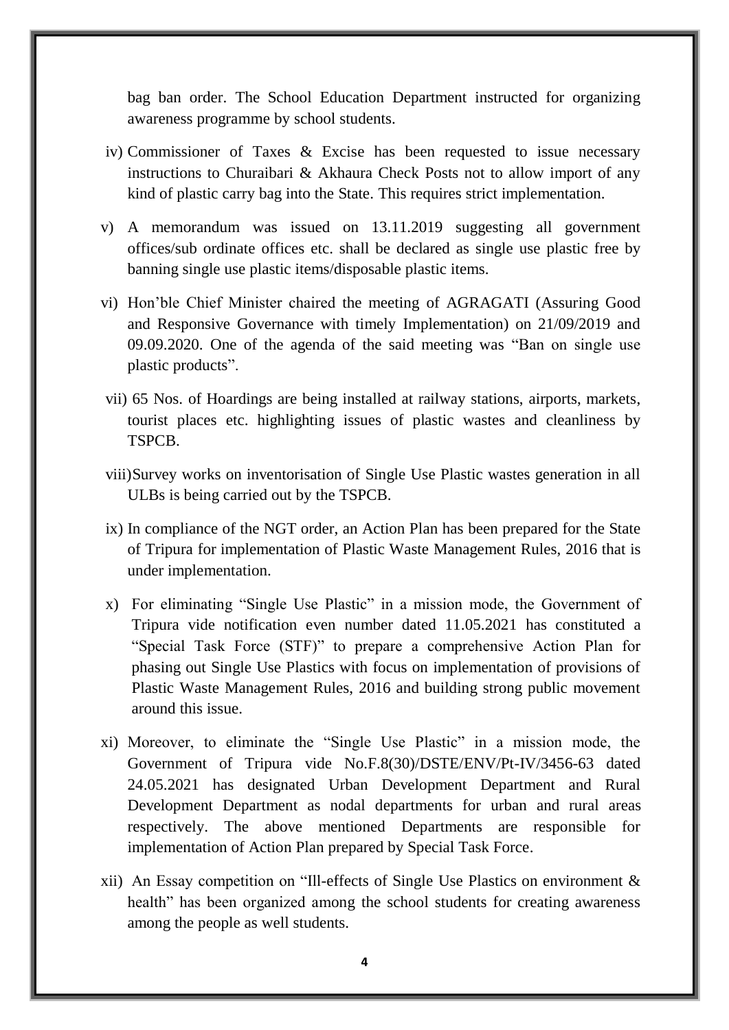bag ban order. The School Education Department instructed for organizing awareness programme by school students.

iv) Commissioner of Taxes & Excise has been requested to issue necessary instructions to Churaibari & Akhaura Check Posts not to allow import of any kind of plastic carry bag into the State. This requires strict implementation.

v) A memorandum was issued on 13.11.2019 suggesting all government offices/sub ordinate offices etc. shall be declared as single use plastic free by banning single use plastic items/disposable plastic items.

vi) Hon'ble Chief Minister chaired the meeting of AGRAGATI (Assuring Good and Responsive Governance with timely Implementation) on 21/09/2019 and 09.09.2020. One of the agenda of the said meeting was "Ban on single use plastic products".

vii) 65 Nos. of Hoardings are being installed at railway stations, airports, markets, tourist places etc. highlighting issues of plastic wastes and cleanliness by TSPCB.

viii) Survey works on inventorisation of Single Use Plastic wastes generation in all ULBs is being carried out by the TSPCB.

ix) In compliance of the NGT order, an Action Plan has been prepared for the State of Tripura for implementation of Plastic Waste Management Rules, 2016 that is under implementation.

x) For eliminating "Single Use Plastic" in a mission mode, the Government of Tripura vide notification even number dated 11.05.2021 has constituted a "Special Task Force (STF)" to prepare a comprehensive Action Plan for phasing out Single Use Plastics with focus on implementation of provisions of Plastic Waste Management Rules, 2016 and building strong public movement around this issue.

xi) Moreover, to eliminate the "Single Use Plastic" in a mission mode, the Government of Tripura vide No.F.8(30)/DSTE/ENV/Pt-IV/3456-63 dated 24.05.2021 has designated Urban Development Department and Rural Development Department as nodal departments for urban and rural areas respectively. The above mentioned Departments are responsible for implementation of Action Plan prepared by Special Task Force.

xii) An Essay competition on "Ill-effects of Single Use Plastics on environment & health" has been organized among the school students for creating awareness among the people as well students.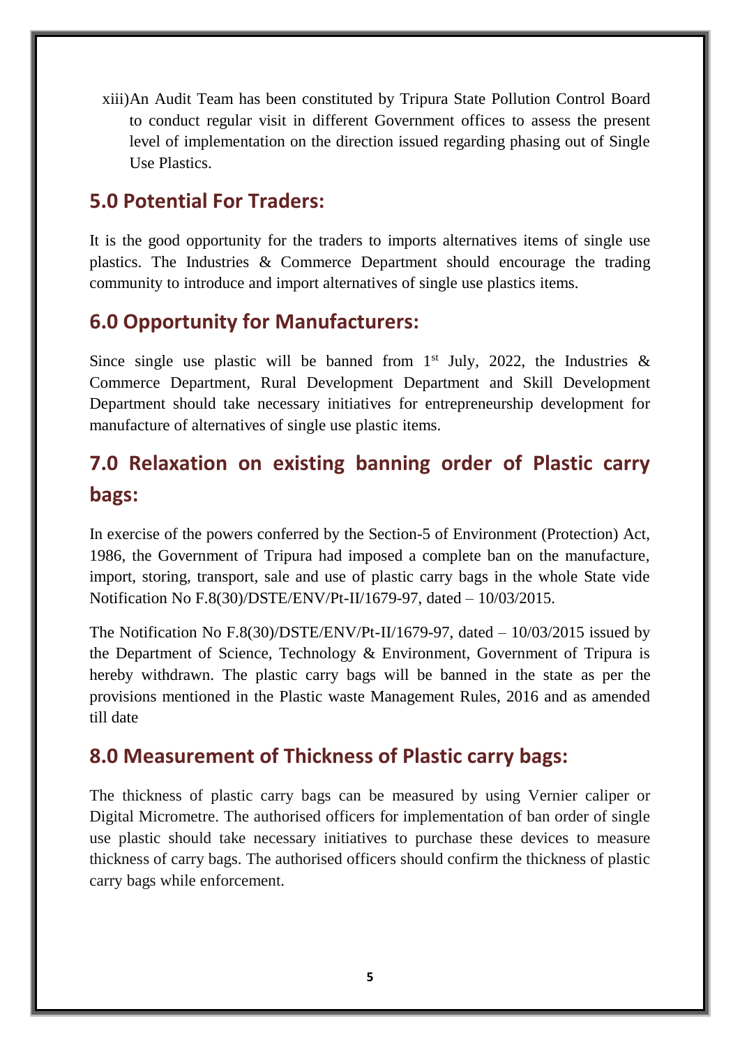xiii) An Audit Team has been constituted by Tripura State Pollution Control Board to conduct regular visit in different Government offices to assess the present level of implementation on the direction issued regarding phasing out of Single Use Plastics.

## 5.0 Potential For Traders:

It is the good opportunity for the traders to imports alternatives items of single use plastics. The Industries & Commerce Department should encourage the trading community to introduce and import alternatives of single use plastics items.

## 6.0 Opportunity for Manufacturers:

Since single use plastic will be banned from 1st July, 2022, the Industries & Commerce Department, Rural Development Department and Skill Development Department should take necessary initiatives for entrepreneurship development for manufacture of alternatives of single use plastic items.

## 7.0 Relaxation on existing banning order of Plastic carry bags:

In exercise of the powers conferred by the Section-5 of Environment (Protection) Act, 1986, the Government of Tripura had imposed a complete ban on the manufacture, import, storing, transport, sale and use of plastic carry bags in the whole State vide Notification No F.8(30)/DSTE/ENV/Pt-II/1679-97, dated – 10/03/2015.

The Notification No F.8(30)/DSTE/ENV/Pt-II/1679-97, dated – 10/03/2015 issued by the Department of Science, Technology & Environment, Government of Tripura is hereby withdrawn. The plastic carry bags will be banned in the state as per the provisions mentioned in the Plastic waste Management Rules, 2016 and as amended till date

## 8.0 Measurement of Thickness of Plastic carry bags:

The thickness of plastic carry bags can be measured by using Vernier caliper or Digital Micrometre. The authorised officers for implementation of ban order of single use plastic should take necessary initiatives to purchase these devices to measure thickness of carry bags. The authorised officers should confirm the thickness of plastic carry bags while enforcement.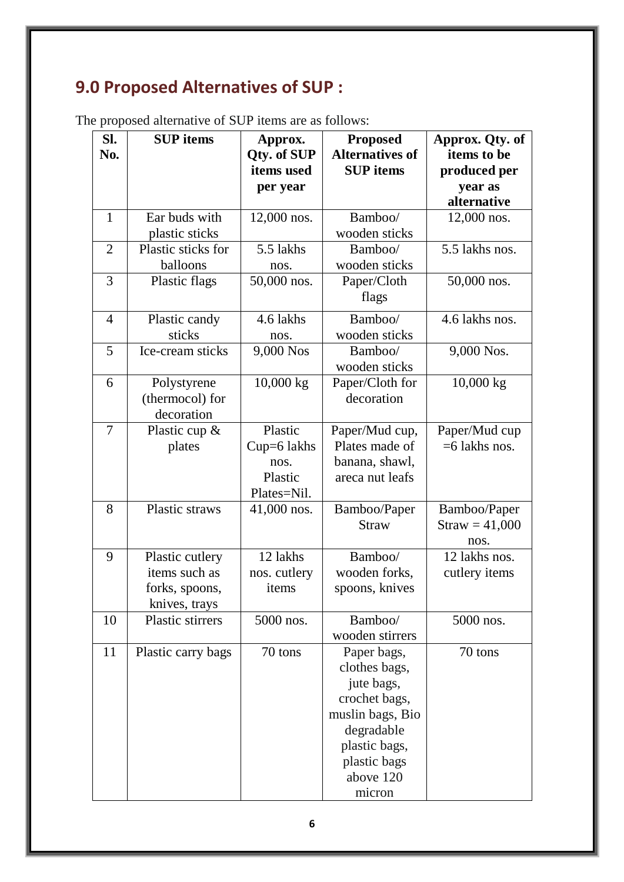## 9.0 Proposed Alternatives of SUP :

The proposed alternative of SUP items are as follows:

| Sl. No. | SUP items | Approx. Qty. of SUP items used per year | Proposed Alternatives of SUP items | Approx. Qty. of items to be produced per year as alternative |
|---|---|---|---|---|
| 1 | Ear buds with plastic sticks | 12,000 nos. | Bamboo/ wooden sticks | 12,000 nos. |
| 2 | Plastic sticks for balloons | 5.5 lakhs nos. | Bamboo/ wooden sticks | 5.5 lakhs nos. |
| 3 | Plastic flags | 50,000 nos. | Paper/Cloth flags | 50,000 nos. |
| 4 | Plastic candy sticks | 4.6 lakhs nos. | Bamboo/ wooden sticks | 4.6 lakhs nos. |
| 5 | Ice-cream sticks | 9,000 Nos | Bamboo/ wooden sticks | 9,000 Nos. |
| 6 | Polystyrene (thermocol) for decoration | 10,000 kg | Paper/Cloth for decoration | 10,000 kg |
| 7 | Plastic cup & plates | Plastic Cup=6 lakhs nos. Plastic Plates=Nil. | Paper/Mud cup, Plates made of banana, shawl, areca nut leafs | Paper/Mud cup =6 lakhs nos. |
| 8 | Plastic straws | 41,000 nos. | Bamboo/Paper Straw | Bamboo/Paper Straw = 41,000 nos. |
| 9 | Plastic cutlery items such as forks, spoons, knives, trays | 12 lakhs nos. cutlery items | Bamboo/ wooden forks, spoons, knives | 12 lakhs nos. cutlery items |
| 10 | Plastic stirrers | 5000 nos. | Bamboo/ wooden stirrers | 5000 nos. |
| 11 | Plastic carry bags | 70 tons | Paper bags, clothes bags, jute bags, crochet bags, muslin bags, Bio degradable plastic bags, plastic bags above 120 micron | 70 tons |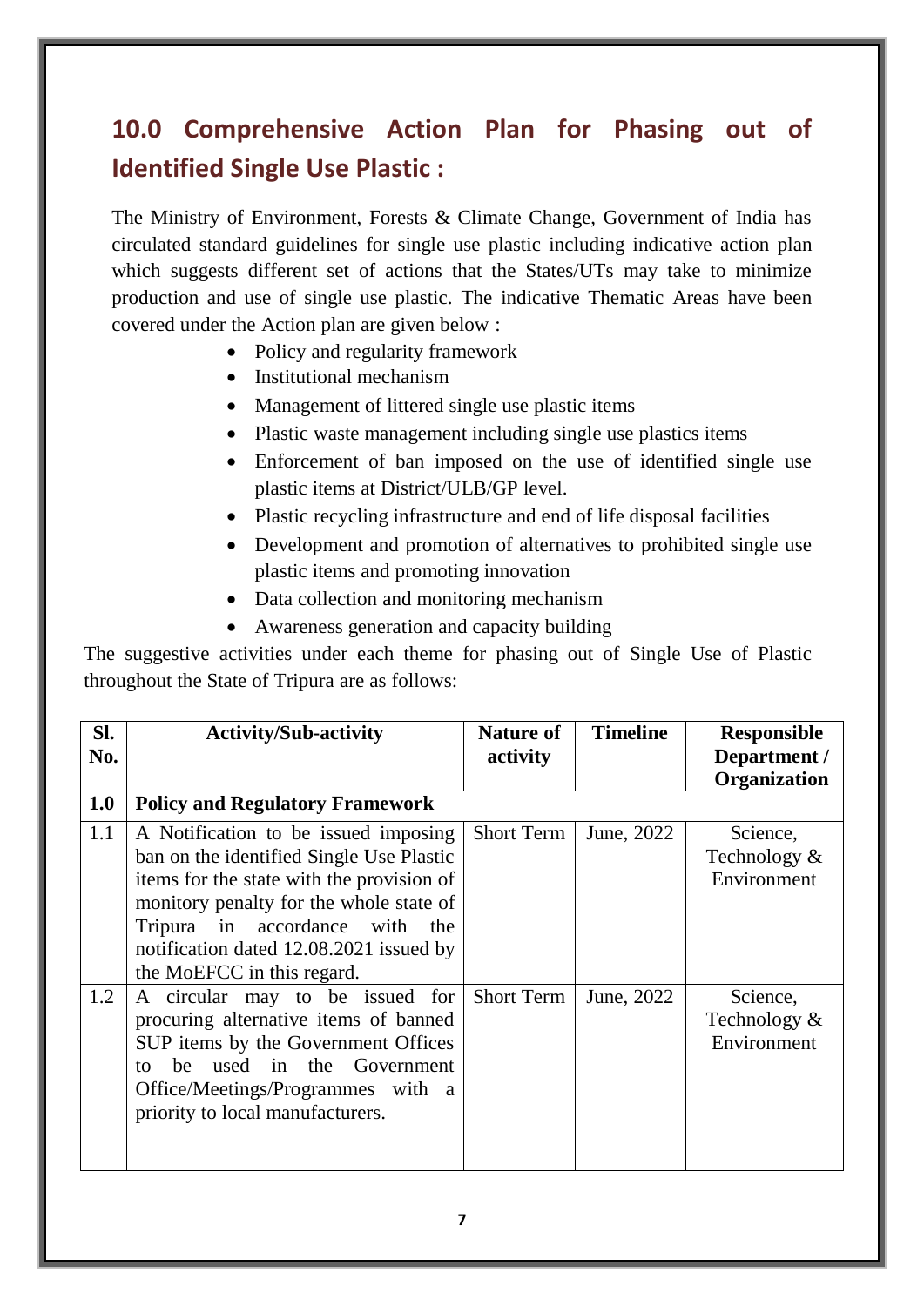## 10.0 Comprehensive Action Plan for Phasing out of Identified Single Use Plastic :

The Ministry of Environment, Forests & Climate Change, Government of India has circulated standard guidelines for single use plastic including indicative action plan which suggests different set of actions that the States/UTs may take to minimize production and use of single use plastic. The indicative Thematic Areas have been covered under the Action plan are given below :

- Policy and regularity framework
- Institutional mechanism
- Management of littered single use plastic items
- Plastic waste management including single use plastics items
- Enforcement of ban imposed on the use of identified single use plastic items at District/ULB/GP level.
- Plastic recycling infrastructure and end of life disposal facilities
- Development and promotion of alternatives to prohibited single use plastic items and promoting innovation
- Data collection and monitoring mechanism
- Awareness generation and capacity building

The suggestive activities under each theme for phasing out of Single Use of Plastic throughout the State of Tripura are as follows:

| Sl. No. | Activity/Sub-activity | Nature of activity | Timeline | Responsible Department / Organization |
|---|---|---|---|---|
| **1.0** | **Policy and Regulatory Framework** | | | |
| 1.1 | A Notification to be issued imposing ban on the identified Single Use Plastic items for the state with the provision of monitory penalty for the whole state of Tripura in accordance with the notification dated 12.08.2021 issued by the MoEFCC in this regard. | Short Term | June, 2022 | Science, Technology & Environment |
| 1.2 | A circular may to be issued for procuring alternative items of banned SUP items by the Government Offices to be used in the Government Office/Meetings/Programmes with a priority to local manufacturers. | Short Term | June, 2022 | Science, Technology & Environment |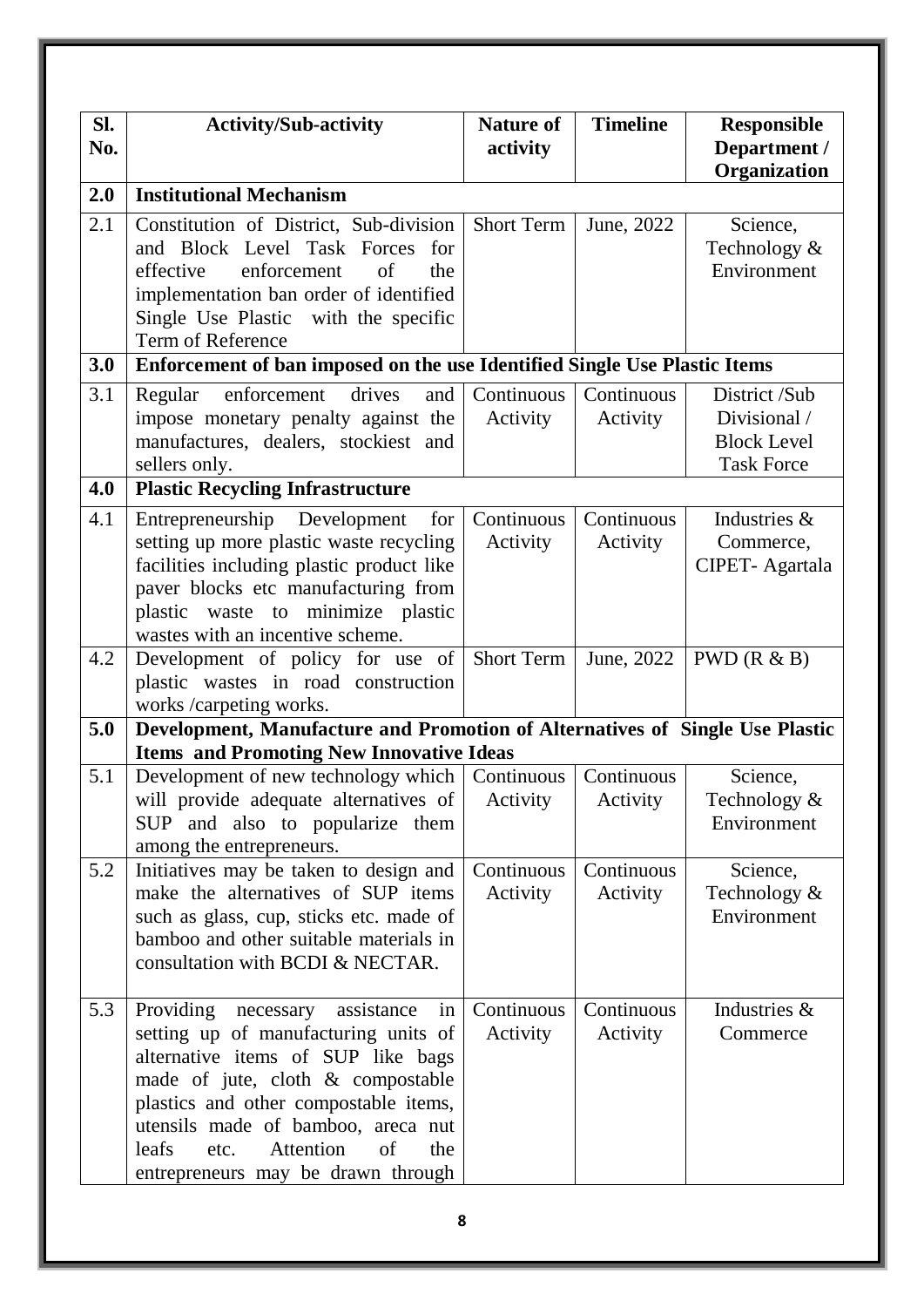| Sl. No. | Activity/Sub-activity | Nature of activity | Timeline | Responsible Department / Organization |
|---|---|---|---|---|
| **2.0** | **Institutional Mechanism** | | | |
| 2.1 | Constitution of District, Sub-division and Block Level Task Forces for effective enforcement of the implementation ban order of identified Single Use Plastic with the specific Term of Reference | Short Term | June, 2022 | Science, Technology & Environment |
| **3.0** | **Enforcement of ban imposed on the use Identified Single Use Plastic Items** | | | |
| 3.1 | Regular enforcement drives and impose monetary penalty against the manufactures, dealers, stockiest and sellers only. | Continuous Activity | Continuous Activity | District /Sub Divisional / Block Level Task Force |
| **4.0** | **Plastic Recycling Infrastructure** | | | |
| 4.1 | Entrepreneurship Development for setting up more plastic waste recycling facilities including plastic product like paver blocks etc manufacturing from plastic waste to minimize plastic wastes with an incentive scheme. | Continuous Activity | Continuous Activity | Industries & Commerce, CIPET- Agartala |
| 4.2 | Development of policy for use of plastic wastes in road construction works /carpeting works. | Short Term | June, 2022 | PWD (R & B) |
| **5.0** | **Development, Manufacture and Promotion of Alternatives of Single Use Plastic Items and Promoting New Innovative Ideas** | | | |
| 5.1 | Development of new technology which will provide adequate alternatives of SUP and also to popularize them among the entrepreneurs. | Continuous Activity | Continuous Activity | Science, Technology & Environment |
| 5.2 | Initiatives may be taken to design and make the alternatives of SUP items such as glass, cup, sticks etc. made of bamboo and other suitable materials in consultation with BCDI & NECTAR. | Continuous Activity | Continuous Activity | Science, Technology & Environment |
| 5.3 | Providing necessary assistance in setting up of manufacturing units of alternative items of SUP like bags made of jute, cloth & compostable plastics and other compostable items, utensils made of bamboo, areca nut leafs etc. Attention of the entrepreneurs may be drawn through | Continuous Activity | Continuous Activity | Industries & Commerce |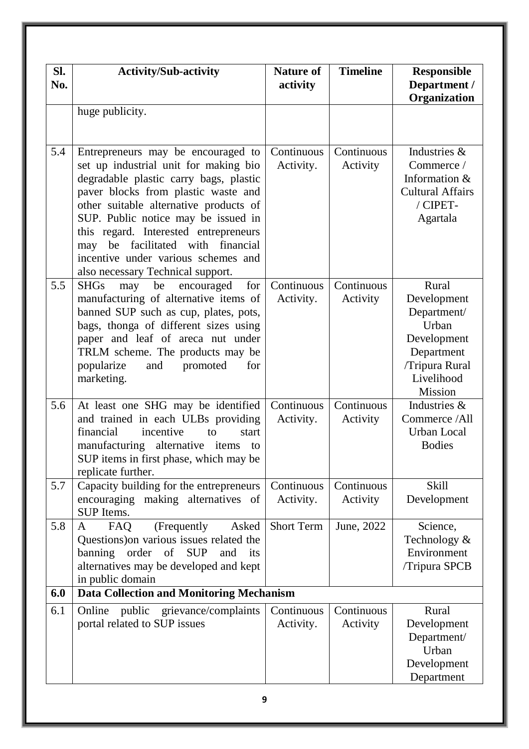| Sl. No. | Activity/Sub-activity | Nature of activity | Timeline | Responsible Department / Organization |
|---|---|---|---|---|
| | huge publicity. | | | |
| 5.4 | Entrepreneurs may be encouraged to set up industrial unit for making bio degradable plastic carry bags, plastic paver blocks from plastic waste and other suitable alternative products of SUP. Public notice may be issued in this regard. Interested entrepreneurs may be facilitated with financial incentive under various schemes and also necessary Technical support. | Continuous Activity. | Continuous Activity | Industries & Commerce / Information & Cultural Affairs / CIPET-Agartala |
| 5.5 | SHGs may be encouraged for manufacturing of alternative items of banned SUP such as cup, plates, pots, bags, thonga of different sizes using paper and leaf of areca nut under TRLM scheme. The products may be popularize and promoted for marketing. | Continuous Activity. | Continuous Activity | Rural Development Department/ Urban Development Department /Tripura Rural Livelihood Mission |
| 5.6 | At least one SHG may be identified and trained in each ULBs providing financial incentive to start manufacturing alternative items to SUP items in first phase, which may be replicate further. | Continuous Activity. | Continuous Activity | Industries & Commerce /All Urban Local Bodies |
| 5.7 | Capacity building for the entrepreneurs encouraging making alternatives of SUP Items. | Continuous Activity. | Continuous Activity | Skill Development |
| 5.8 | A FAQ (Frequently Asked Questions)on various issues related the banning order of SUP and its alternatives may be developed and kept in public domain | Short Term | June, 2022 | Science, Technology & Environment /Tripura SPCB |
| **6.0** | **Data Collection and Monitoring Mechanism** | | | |
| 6.1 | Online public grievance/complaints portal related to SUP issues | Continuous Activity. | Continuous Activity | Rural Development Department/ Urban Development Department |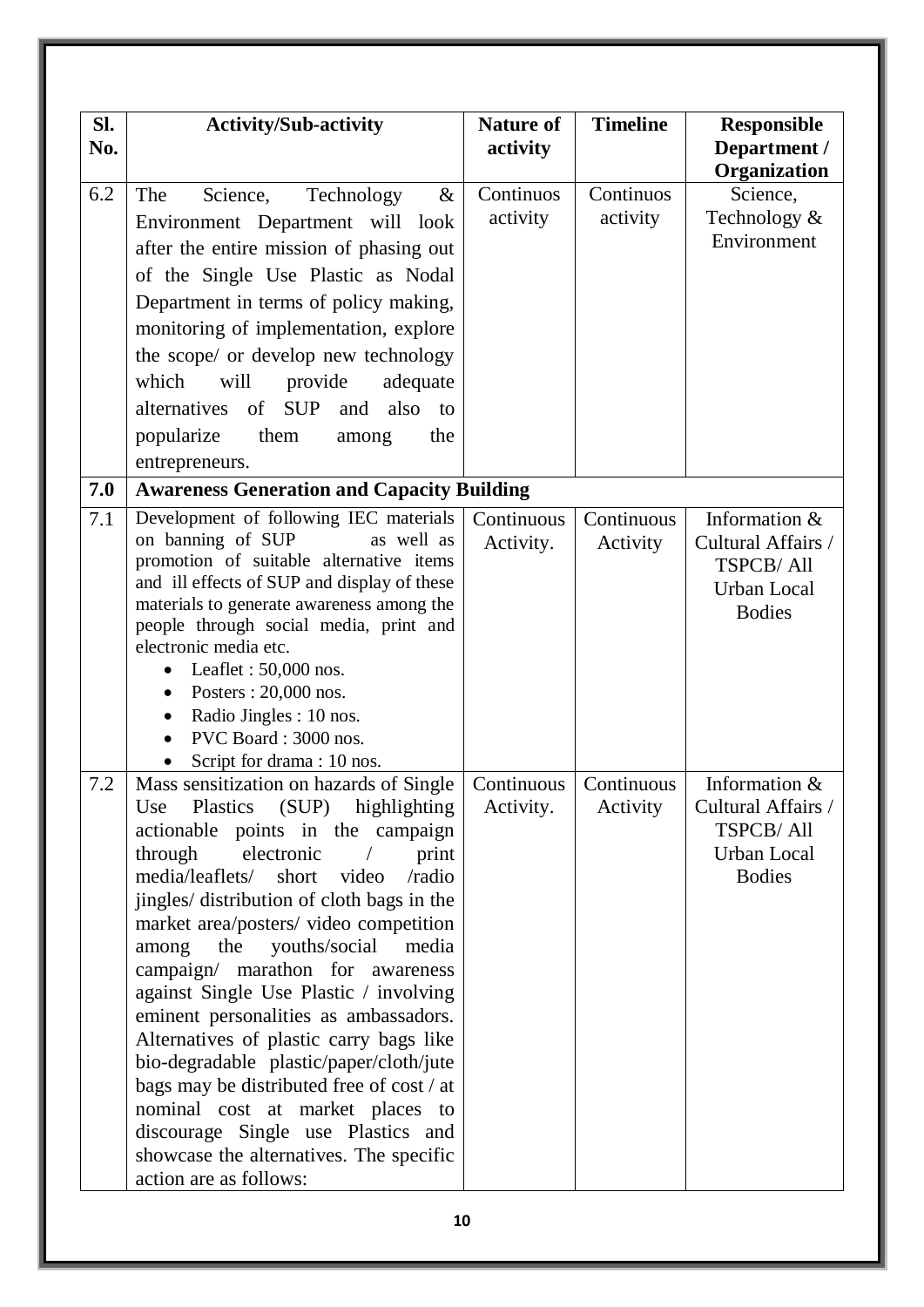| Sl. No. | Activity/Sub-activity | Nature of activity | Timeline | Responsible Department / Organization |
|---|---|---|---|---|
| 6.2 | The Science, Technology & Environment Department will look after the entire mission of phasing out of the Single Use Plastic as Nodal Department in terms of policy making, monitoring of implementation, explore the scope/ or develop new technology which will provide adequate alternatives of SUP and also to popularize them among the entrepreneurs. | Continuos activity | Continuos activity | Science, Technology & Environment |
| **7.0** | **Awareness Generation and Capacity Building** | | | |
| 7.1 | Development of following IEC materials on banning of SUP as well as promotion of suitable alternative items and ill effects of SUP and display of these materials to generate awareness among the people through social media, print and electronic media etc.<br>• Leaflet : 50,000 nos.<br>• Posters : 20,000 nos.<br>• Radio Jingles : 10 nos.<br>• PVC Board : 3000 nos.<br>• Script for drama : 10 nos. | Continuous Activity. | Continuous Activity | Information & Cultural Affairs / TSPCB/ All Urban Local Bodies |
| 7.2 | Mass sensitization on hazards of Single Use Plastics (SUP) highlighting actionable points in the campaign through electronic / print media/leaflets/ short video /radio jingles/ distribution of cloth bags in the market area/posters/ video competition among the youths/social media campaign/ marathon for awareness against Single Use Plastic / involving eminent personalities as ambassadors. Alternatives of plastic carry bags like bio-degradable plastic/paper/cloth/jute bags may be distributed free of cost / at nominal cost at market places to discourage Single use Plastics and showcase the alternatives. The specific action are as follows: | Continuous Activity. | Continuous Activity | Information & Cultural Affairs / TSPCB/ All Urban Local Bodies |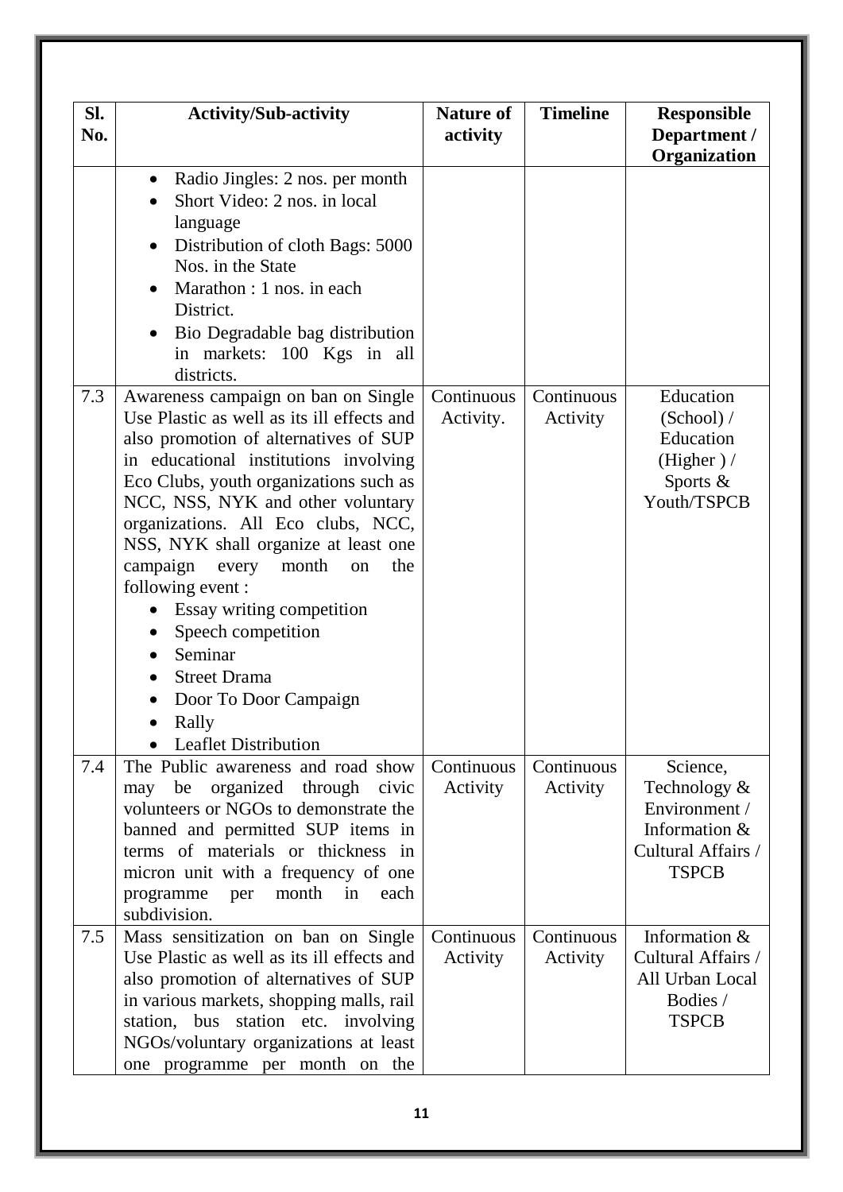| Sl. No. | Activity/Sub-activity | Nature of activity | Timeline | Responsible Department / Organization |
|---|---|---|---|---|
| | • Radio Jingles: 2 nos. per month<br>• Short Video: 2 nos. in local language<br>• Distribution of cloth Bags: 5000 Nos. in the State<br>• Marathon : 1 nos. in each District.<br>• Bio Degradable bag distribution in markets: 100 Kgs in all districts. | | | |
| 7.3 | Awareness campaign on ban on Single Use Plastic as well as its ill effects and also promotion of alternatives of SUP in educational institutions involving Eco Clubs, youth organizations such as NCC, NSS, NYK and other voluntary organizations. All Eco clubs, NCC, NSS, NYK shall organize at least one campaign every month on the following event :<br>• Essay writing competition<br>• Speech competition<br>• Seminar<br>• Street Drama<br>• Door To Door Campaign<br>• Rally<br>• Leaflet Distribution | Continuous Activity. | Continuous Activity | Education (School) / Education (Higher ) / Sports & Youth/TSPCB |
| 7.4 | The Public awareness and road show may be organized through civic volunteers or NGOs to demonstrate the banned and permitted SUP items in terms of materials or thickness in micron unit with a frequency of one programme per month in each subdivision. | Continuous Activity | Continuous Activity | Science, Technology & Environment / Information & Cultural Affairs / TSPCB |
| 7.5 | Mass sensitization on ban on Single Use Plastic as well as its ill effects and also promotion of alternatives of SUP in various markets, shopping malls, rail station, bus station etc. involving NGOs/voluntary organizations at least one programme per month on the | Continuous Activity | Continuous Activity | Information & Cultural Affairs / All Urban Local Bodies / TSPCB |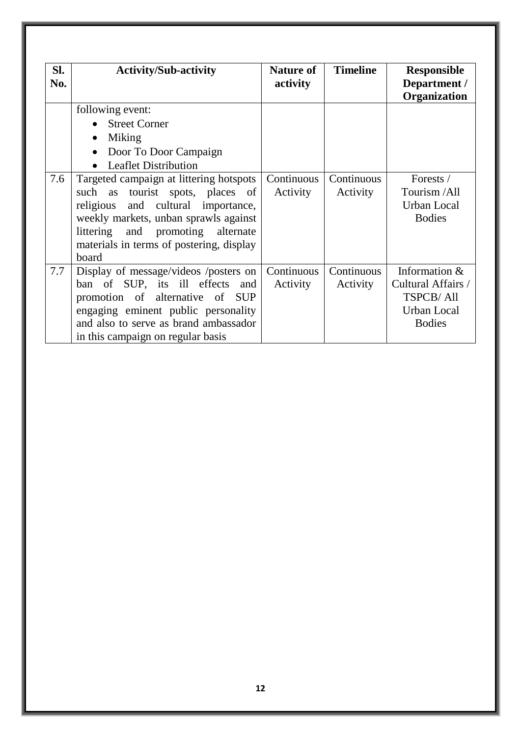| Sl. No. | Activity/Sub-activity | Nature of activity | Timeline | Responsible Department / Organization |
|---|---|---|---|---|
| | following event:<br>• Street Corner<br>• Miking<br>• Door To Door Campaign<br>• Leaflet Distribution | | | |
| 7.6 | Targeted campaign at littering hotspots such as tourist spots, places of religious and cultural importance, weekly markets, unban sprawls against littering and promoting alternate materials in terms of postering, display board | Continuous Activity | Continuous Activity | Forests / Tourism /All Urban Local Bodies |
| 7.7 | Display of message/videos /posters on ban of SUP, its ill effects and promotion of alternative of SUP engaging eminent public personality and also to serve as brand ambassador in this campaign on regular basis | Continuous Activity | Continuous Activity | Information & Cultural Affairs / TSPCB/ All Urban Local Bodies |